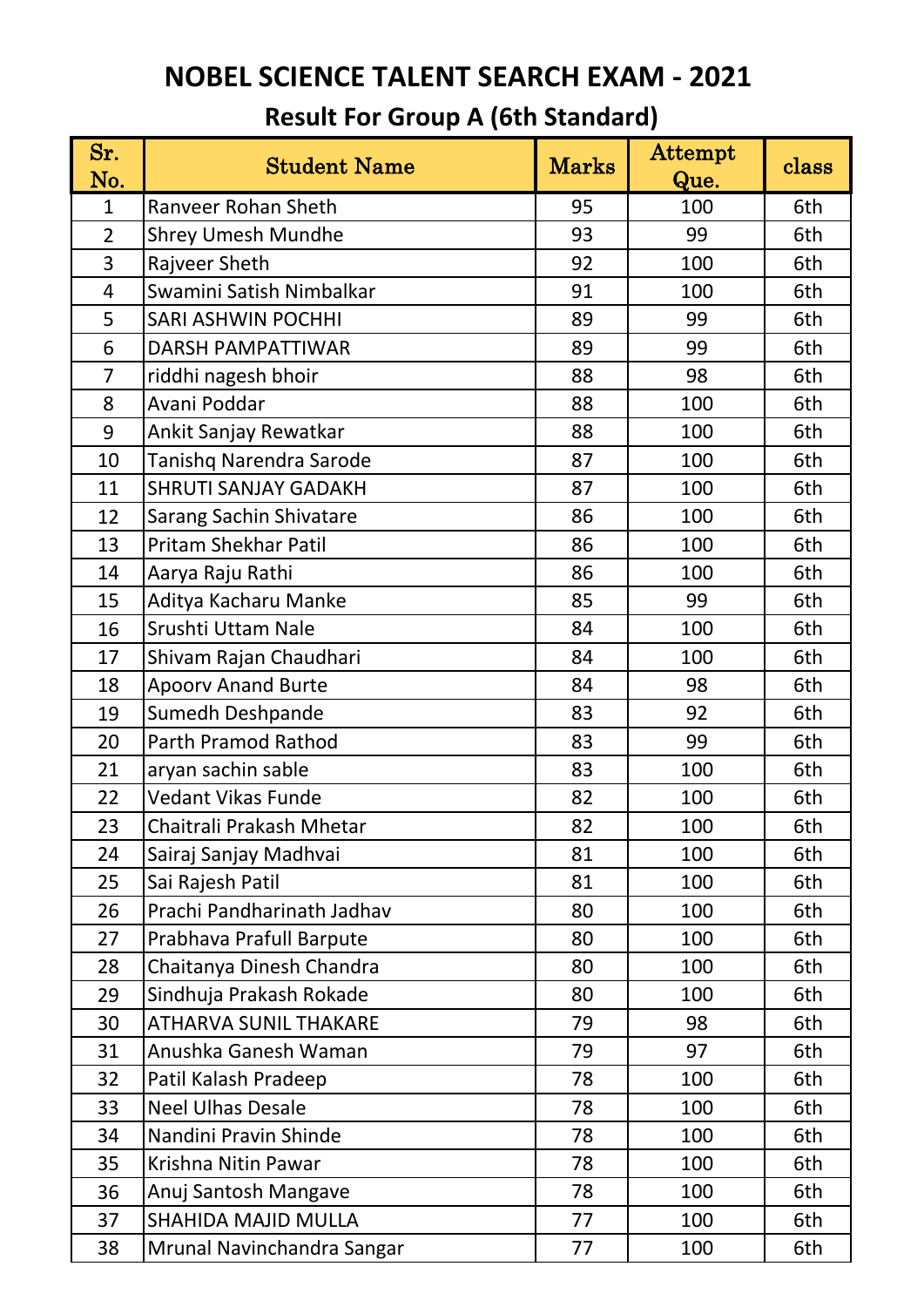# NOBEL SCIENCE TALENT SEARCH EXAM - 2021

## Result For Group A (6th Standard)

| Sr. No. | Student Name | Marks | Attempt Que. | class |
|---|---|---|---|---|
| 1 | Ranveer Rohan Sheth | 95 | 100 | 6th |
| 2 | Shrey Umesh Mundhe | 93 | 99 | 6th |
| 3 | Rajveer Sheth | 92 | 100 | 6th |
| 4 | Swamini Satish Nimbalkar | 91 | 100 | 6th |
| 5 | SARI ASHWIN POCHHI | 89 | 99 | 6th |
| 6 | DARSH PAMPATTIWAR | 89 | 99 | 6th |
| 7 | riddhi nagesh bhoir | 88 | 98 | 6th |
| 8 | Avani Poddar | 88 | 100 | 6th |
| 9 | Ankit Sanjay Rewatkar | 88 | 100 | 6th |
| 10 | Tanishq Narendra Sarode | 87 | 100 | 6th |
| 11 | SHRUTI SANJAY GADAKH | 87 | 100 | 6th |
| 12 | Sarang Sachin Shivatare | 86 | 100 | 6th |
| 13 | Pritam Shekhar Patil | 86 | 100 | 6th |
| 14 | Aarya Raju Rathi | 86 | 100 | 6th |
| 15 | Aditya Kacharu Manke | 85 | 99 | 6th |
| 16 | Srushti Uttam Nale | 84 | 100 | 6th |
| 17 | Shivam Rajan Chaudhari | 84 | 100 | 6th |
| 18 | Apoorv Anand Burte | 84 | 98 | 6th |
| 19 | Sumedh Deshpande | 83 | 92 | 6th |
| 20 | Parth Pramod Rathod | 83 | 99 | 6th |
| 21 | aryan sachin sable | 83 | 100 | 6th |
| 22 | Vedant Vikas Funde | 82 | 100 | 6th |
| 23 | Chaitrali Prakash Mhetar | 82 | 100 | 6th |
| 24 | Sairaj Sanjay Madhvai | 81 | 100 | 6th |
| 25 | Sai Rajesh Patil | 81 | 100 | 6th |
| 26 | Prachi Pandharinath Jadhav | 80 | 100 | 6th |
| 27 | Prabhava Prafull Barpute | 80 | 100 | 6th |
| 28 | Chaitanya Dinesh Chandra | 80 | 100 | 6th |
| 29 | Sindhuja Prakash Rokade | 80 | 100 | 6th |
| 30 | ATHARVA SUNIL THAKARE | 79 | 98 | 6th |
| 31 | Anushka Ganesh Waman | 79 | 97 | 6th |
| 32 | Patil Kalash Pradeep | 78 | 100 | 6th |
| 33 | Neel Ulhas Desale | 78 | 100 | 6th |
| 34 | Nandini Pravin Shinde | 78 | 100 | 6th |
| 35 | Krishna Nitin Pawar | 78 | 100 | 6th |
| 36 | Anuj Santosh Mangave | 78 | 100 | 6th |
| 37 | SHAHIDA MAJID MULLA | 77 | 100 | 6th |
| 38 | Mrunal Navinchandra Sangar | 77 | 100 | 6th |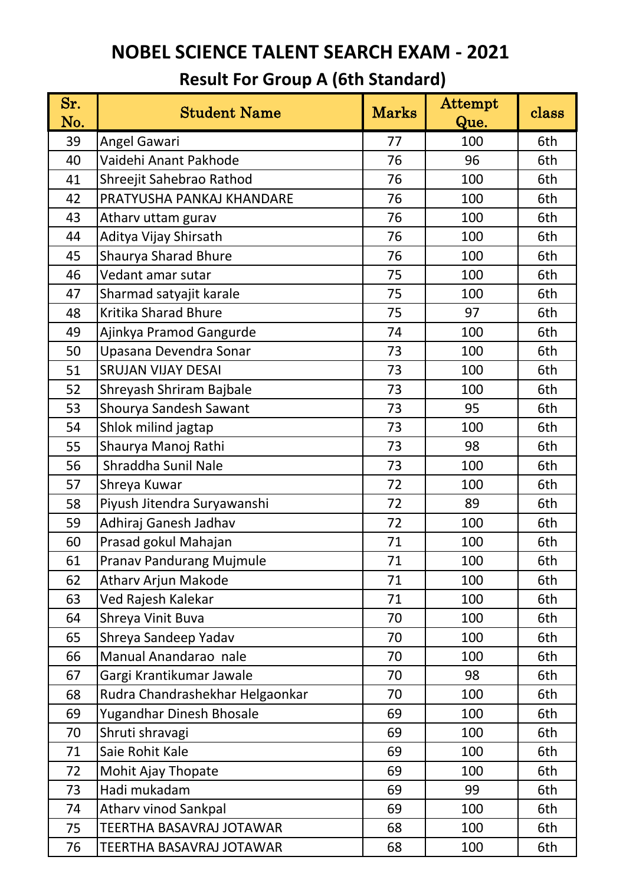# NOBEL SCIENCE TALENT SEARCH EXAM - 2021

## Result For Group A (6th Standard)

| Sr. No. | Student Name | Marks | Attempt Que. | class |
|---|---|---|---|---|
| 39 | Angel Gawari | 77 | 100 | 6th |
| 40 | Vaidehi Anant Pakhode | 76 | 96 | 6th |
| 41 | Shreejit Sahebrao Rathod | 76 | 100 | 6th |
| 42 | PRATYUSHA PANKAJ KHANDARE | 76 | 100 | 6th |
| 43 | Atharv uttam gurav | 76 | 100 | 6th |
| 44 | Aditya Vijay Shirsath | 76 | 100 | 6th |
| 45 | Shaurya Sharad Bhure | 76 | 100 | 6th |
| 46 | Vedant amar sutar | 75 | 100 | 6th |
| 47 | Sharmad satyajit karale | 75 | 100 | 6th |
| 48 | Kritika Sharad Bhure | 75 | 97 | 6th |
| 49 | Ajinkya Pramod Gangurde | 74 | 100 | 6th |
| 50 | Upasana Devendra Sonar | 73 | 100 | 6th |
| 51 | SRUJAN VIJAY DESAI | 73 | 100 | 6th |
| 52 | Shreyash Shriram Bajbale | 73 | 100 | 6th |
| 53 | Shourya Sandesh Sawant | 73 | 95 | 6th |
| 54 | Shlok milind jagtap | 73 | 100 | 6th |
| 55 | Shaurya Manoj Rathi | 73 | 98 | 6th |
| 56 | Shraddha Sunil Nale | 73 | 100 | 6th |
| 57 | Shreya Kuwar | 72 | 100 | 6th |
| 58 | Piyush Jitendra Suryawanshi | 72 | 89 | 6th |
| 59 | Adhiraj Ganesh Jadhav | 72 | 100 | 6th |
| 60 | Prasad gokul Mahajan | 71 | 100 | 6th |
| 61 | Pranav Pandurang Mujmule | 71 | 100 | 6th |
| 62 | Atharv Arjun Makode | 71 | 100 | 6th |
| 63 | Ved Rajesh Kalekar | 71 | 100 | 6th |
| 64 | Shreya Vinit Buva | 70 | 100 | 6th |
| 65 | Shreya Sandeep Yadav | 70 | 100 | 6th |
| 66 | Manual Anandarao nale | 70 | 100 | 6th |
| 67 | Gargi Krantikumar Jawale | 70 | 98 | 6th |
| 68 | Rudra Chandrashekhar Helgaonkar | 70 | 100 | 6th |
| 69 | Yugandhar Dinesh Bhosale | 69 | 100 | 6th |
| 70 | Shruti shravagi | 69 | 100 | 6th |
| 71 | Saie Rohit Kale | 69 | 100 | 6th |
| 72 | Mohit Ajay Thopate | 69 | 100 | 6th |
| 73 | Hadi mukadam | 69 | 99 | 6th |
| 74 | Atharv vinod Sankpal | 69 | 100 | 6th |
| 75 | TEERTHA BASAVRAJ JOTAWAR | 68 | 100 | 6th |
| 76 | TEERTHA BASAVRAJ JOTAWAR | 68 | 100 | 6th |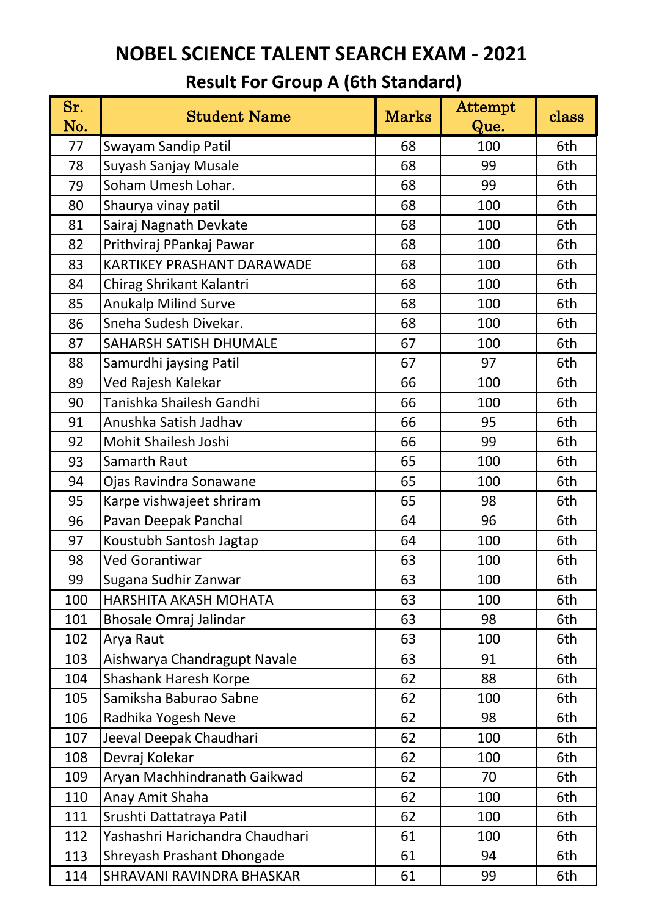# NOBEL SCIENCE TALENT SEARCH EXAM - 2021

## Result For Group A (6th Standard)

| Sr. No. | Student Name | Marks | Attempt Que. | class |
|---|---|---|---|---|
| 77 | Swayam Sandip Patil | 68 | 100 | 6th |
| 78 | Suyash Sanjay Musale | 68 | 99 | 6th |
| 79 | Soham Umesh Lohar. | 68 | 99 | 6th |
| 80 | Shaurya vinay patil | 68 | 100 | 6th |
| 81 | Sairaj Nagnath Devkate | 68 | 100 | 6th |
| 82 | Prithviraj PPankaj Pawar | 68 | 100 | 6th |
| 83 | KARTIKEY PRASHANT DARAWADE | 68 | 100 | 6th |
| 84 | Chirag Shrikant Kalantri | 68 | 100 | 6th |
| 85 | Anukalp Milind Surve | 68 | 100 | 6th |
| 86 | Sneha Sudesh Divekar. | 68 | 100 | 6th |
| 87 | SAHARSH SATISH DHUMALE | 67 | 100 | 6th |
| 88 | Samurdhi jaysing Patil | 67 | 97 | 6th |
| 89 | Ved Rajesh Kalekar | 66 | 100 | 6th |
| 90 | Tanishka Shailesh Gandhi | 66 | 100 | 6th |
| 91 | Anushka Satish Jadhav | 66 | 95 | 6th |
| 92 | Mohit Shailesh Joshi | 66 | 99 | 6th |
| 93 | Samarth Raut | 65 | 100 | 6th |
| 94 | Ojas Ravindra Sonawane | 65 | 100 | 6th |
| 95 | Karpe vishwajeet shriram | 65 | 98 | 6th |
| 96 | Pavan Deepak Panchal | 64 | 96 | 6th |
| 97 | Koustubh Santosh Jagtap | 64 | 100 | 6th |
| 98 | Ved Gorantiwar | 63 | 100 | 6th |
| 99 | Sugana Sudhir Zanwar | 63 | 100 | 6th |
| 100 | HARSHITA AKASH MOHATA | 63 | 100 | 6th |
| 101 | Bhosale Omraj Jalindar | 63 | 98 | 6th |
| 102 | Arya Raut | 63 | 100 | 6th |
| 103 | Aishwarya Chandragupt Navale | 63 | 91 | 6th |
| 104 | Shashank Haresh Korpe | 62 | 88 | 6th |
| 105 | Samiksha Baburao Sabne | 62 | 100 | 6th |
| 106 | Radhika Yogesh Neve | 62 | 98 | 6th |
| 107 | Jeeval Deepak Chaudhari | 62 | 100 | 6th |
| 108 | Devraj Kolekar | 62 | 100 | 6th |
| 109 | Aryan Machhindranath Gaikwad | 62 | 70 | 6th |
| 110 | Anay Amit Shaha | 62 | 100 | 6th |
| 111 | Srushti Dattatraya Patil | 62 | 100 | 6th |
| 112 | Yashashri Harichandra Chaudhari | 61 | 100 | 6th |
| 113 | Shreyash Prashant Dhongade | 61 | 94 | 6th |
| 114 | SHRAVANI RAVINDRA BHASKAR | 61 | 99 | 6th |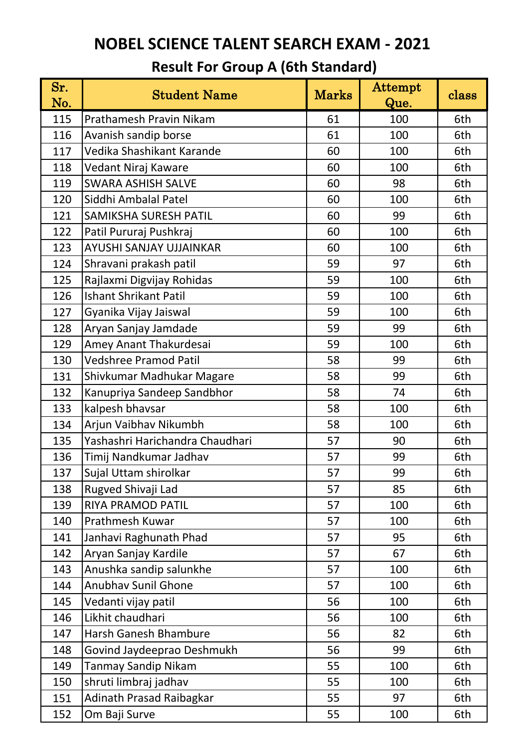# NOBEL SCIENCE TALENT SEARCH EXAM - 2021

## Result For Group A (6th Standard)

| Sr. No. | Student Name | Marks | Attempt Que. | class |
|---|---|---|---|---|
| 115 | Prathamesh Pravin Nikam | 61 | 100 | 6th |
| 116 | Avanish sandip borse | 61 | 100 | 6th |
| 117 | Vedika Shashikant Karande | 60 | 100 | 6th |
| 118 | Vedant Niraj Kaware | 60 | 100 | 6th |
| 119 | SWARA ASHISH SALVE | 60 | 98 | 6th |
| 120 | Siddhi Ambalal Patel | 60 | 100 | 6th |
| 121 | SAMIKSHA SURESH PATIL | 60 | 99 | 6th |
| 122 | Patil Pururaj Pushkraj | 60 | 100 | 6th |
| 123 | AYUSHI SANJAY UJJAINKAR | 60 | 100 | 6th |
| 124 | Shravani prakash patil | 59 | 97 | 6th |
| 125 | Rajlaxmi Digvijay Rohidas | 59 | 100 | 6th |
| 126 | Ishant Shrikant Patil | 59 | 100 | 6th |
| 127 | Gyanika Vijay Jaiswal | 59 | 100 | 6th |
| 128 | Aryan Sanjay Jamdade | 59 | 99 | 6th |
| 129 | Amey Anant Thakurdesai | 59 | 100 | 6th |
| 130 | Vedshree Pramod Patil | 58 | 99 | 6th |
| 131 | Shivkumar Madhukar Magare | 58 | 99 | 6th |
| 132 | Kanupriya Sandeep Sandbhor | 58 | 74 | 6th |
| 133 | kalpesh bhavsar | 58 | 100 | 6th |
| 134 | Arjun Vaibhav Nikumbh | 58 | 100 | 6th |
| 135 | Yashashri Harichandra Chaudhari | 57 | 90 | 6th |
| 136 | Timij Nandkumar Jadhav | 57 | 99 | 6th |
| 137 | Sujal Uttam shirolkar | 57 | 99 | 6th |
| 138 | Rugved Shivaji Lad | 57 | 85 | 6th |
| 139 | RIYA PRAMOD PATIL | 57 | 100 | 6th |
| 140 | Prathmesh Kuwar | 57 | 100 | 6th |
| 141 | Janhavi Raghunath Phad | 57 | 95 | 6th |
| 142 | Aryan Sanjay Kardile | 57 | 67 | 6th |
| 143 | Anushka sandip salunkhe | 57 | 100 | 6th |
| 144 | Anubhav Sunil Ghone | 57 | 100 | 6th |
| 145 | Vedanti vijay patil | 56 | 100 | 6th |
| 146 | Likhit chaudhari | 56 | 100 | 6th |
| 147 | Harsh Ganesh Bhambure | 56 | 82 | 6th |
| 148 | Govind Jaydeeprao Deshmukh | 56 | 99 | 6th |
| 149 | Tanmay Sandip Nikam | 55 | 100 | 6th |
| 150 | shruti limbraj jadhav | 55 | 100 | 6th |
| 151 | Adinath Prasad Raibagkar | 55 | 97 | 6th |
| 152 | Om Baji Surve | 55 | 100 | 6th |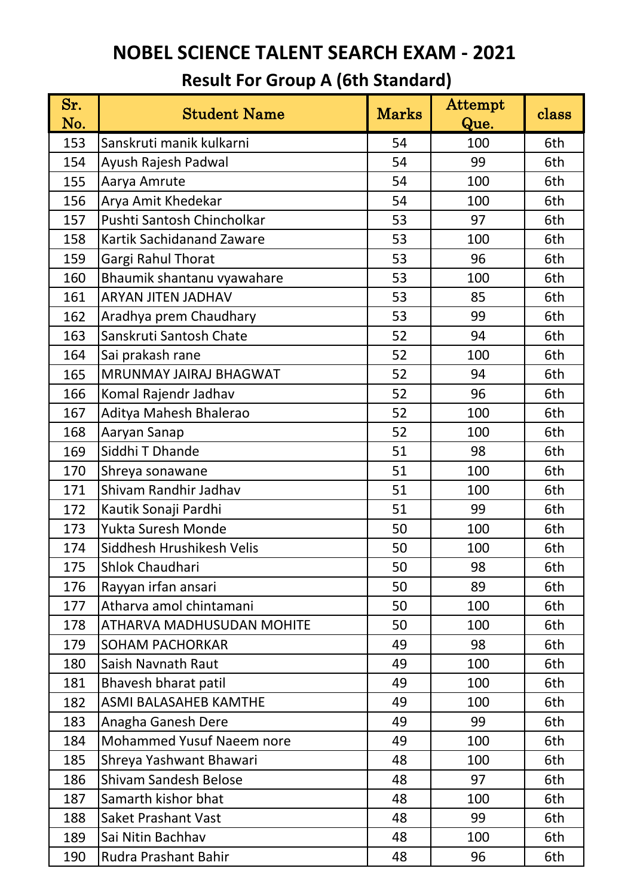# NOBEL SCIENCE TALENT SEARCH EXAM - 2021

## Result For Group A (6th Standard)

| Sr. No. | Student Name | Marks | Attempt Que. | class |
|---|---|---|---|---|
| 153 | Sanskruti manik kulkarni | 54 | 100 | 6th |
| 154 | Ayush Rajesh Padwal | 54 | 99 | 6th |
| 155 | Aarya Amrute | 54 | 100 | 6th |
| 156 | Arya Amit Khedekar | 54 | 100 | 6th |
| 157 | Pushti Santosh Chincholkar | 53 | 97 | 6th |
| 158 | Kartik Sachidanand Zaware | 53 | 100 | 6th |
| 159 | Gargi Rahul Thorat | 53 | 96 | 6th |
| 160 | Bhaumik shantanu vyawahare | 53 | 100 | 6th |
| 161 | ARYAN JITEN JADHAV | 53 | 85 | 6th |
| 162 | Aradhya prem Chaudhary | 53 | 99 | 6th |
| 163 | Sanskruti Santosh Chate | 52 | 94 | 6th |
| 164 | Sai prakash rane | 52 | 100 | 6th |
| 165 | MRUNMAY JAIRAJ BHAGWAT | 52 | 94 | 6th |
| 166 | Komal Rajendr Jadhav | 52 | 96 | 6th |
| 167 | Aditya Mahesh Bhalerao | 52 | 100 | 6th |
| 168 | Aaryan Sanap | 52 | 100 | 6th |
| 169 | Siddhi T Dhande | 51 | 98 | 6th |
| 170 | Shreya sonawane | 51 | 100 | 6th |
| 171 | Shivam Randhir Jadhav | 51 | 100 | 6th |
| 172 | Kautik Sonaji Pardhi | 51 | 99 | 6th |
| 173 | Yukta Suresh Monde | 50 | 100 | 6th |
| 174 | Siddhesh Hrushikesh Velis | 50 | 100 | 6th |
| 175 | Shlok Chaudhari | 50 | 98 | 6th |
| 176 | Rayyan irfan ansari | 50 | 89 | 6th |
| 177 | Atharva amol chintamani | 50 | 100 | 6th |
| 178 | ATHARVA MADHUSUDAN MOHITE | 50 | 100 | 6th |
| 179 | SOHAM PACHORKAR | 49 | 98 | 6th |
| 180 | Saish Navnath Raut | 49 | 100 | 6th |
| 181 | Bhavesh bharat patil | 49 | 100 | 6th |
| 182 | ASMI BALASAHEB KAMTHE | 49 | 100 | 6th |
| 183 | Anagha Ganesh Dere | 49 | 99 | 6th |
| 184 | Mohammed Yusuf Naeem nore | 49 | 100 | 6th |
| 185 | Shreya Yashwant Bhawari | 48 | 100 | 6th |
| 186 | Shivam Sandesh Belose | 48 | 97 | 6th |
| 187 | Samarth kishor bhat | 48 | 100 | 6th |
| 188 | Saket Prashant Vast | 48 | 99 | 6th |
| 189 | Sai Nitin Bachhav | 48 | 100 | 6th |
| 190 | Rudra Prashant Bahir | 48 | 96 | 6th |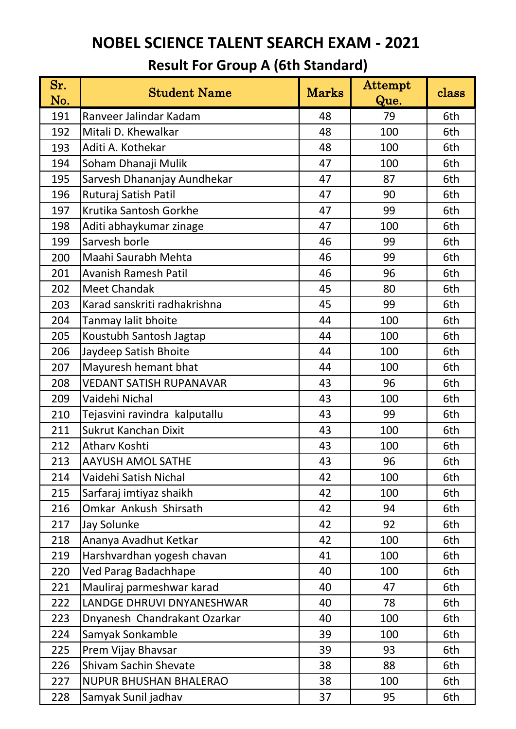# NOBEL SCIENCE TALENT SEARCH EXAM - 2021

## Result For Group A (6th Standard)

| Sr. No. | Student Name | Marks | Attempt Que. | class |
|---|---|---|---|---|
| 191 | Ranveer Jalindar Kadam | 48 | 79 | 6th |
| 192 | Mitali D. Khewalkar | 48 | 100 | 6th |
| 193 | Aditi A. Kothekar | 48 | 100 | 6th |
| 194 | Soham Dhanaji Mulik | 47 | 100 | 6th |
| 195 | Sarvesh Dhananjay Aundhekar | 47 | 87 | 6th |
| 196 | Ruturaj Satish Patil | 47 | 90 | 6th |
| 197 | Krutika Santosh Gorkhe | 47 | 99 | 6th |
| 198 | Aditi abhaykumar zinage | 47 | 100 | 6th |
| 199 | Sarvesh borle | 46 | 99 | 6th |
| 200 | Maahi Saurabh Mehta | 46 | 99 | 6th |
| 201 | Avanish Ramesh Patil | 46 | 96 | 6th |
| 202 | Meet Chandak | 45 | 80 | 6th |
| 203 | Karad sanskriti radhakrishna | 45 | 99 | 6th |
| 204 | Tanmay lalit bhoite | 44 | 100 | 6th |
| 205 | Koustubh Santosh Jagtap | 44 | 100 | 6th |
| 206 | Jaydeep Satish Bhoite | 44 | 100 | 6th |
| 207 | Mayuresh hemant bhat | 44 | 100 | 6th |
| 208 | VEDANT SATISH RUPANAVAR | 43 | 96 | 6th |
| 209 | Vaidehi Nichal | 43 | 100 | 6th |
| 210 | Tejasvini ravindra kalputallu | 43 | 99 | 6th |
| 211 | Sukrut Kanchan Dixit | 43 | 100 | 6th |
| 212 | Atharv Koshti | 43 | 100 | 6th |
| 213 | AAYUSH AMOL SATHE | 43 | 96 | 6th |
| 214 | Vaidehi Satish Nichal | 42 | 100 | 6th |
| 215 | Sarfaraj imtiyaz shaikh | 42 | 100 | 6th |
| 216 | Omkar Ankush Shirsath | 42 | 94 | 6th |
| 217 | Jay Solunke | 42 | 92 | 6th |
| 218 | Ananya Avadhut Ketkar | 42 | 100 | 6th |
| 219 | Harshvardhan yogesh chavan | 41 | 100 | 6th |
| 220 | Ved Parag Badachhape | 40 | 100 | 6th |
| 221 | Mauliraj parmeshwar karad | 40 | 47 | 6th |
| 222 | LANDGE DHRUVI DNYANESHWAR | 40 | 78 | 6th |
| 223 | Dnyanesh Chandrakant Ozarkar | 40 | 100 | 6th |
| 224 | Samyak Sonkamble | 39 | 100 | 6th |
| 225 | Prem Vijay Bhavsar | 39 | 93 | 6th |
| 226 | Shivam Sachin Shevate | 38 | 88 | 6th |
| 227 | NUPUR BHUSHAN BHALERAO | 38 | 100 | 6th |
| 228 | Samyak Sunil jadhav | 37 | 95 | 6th |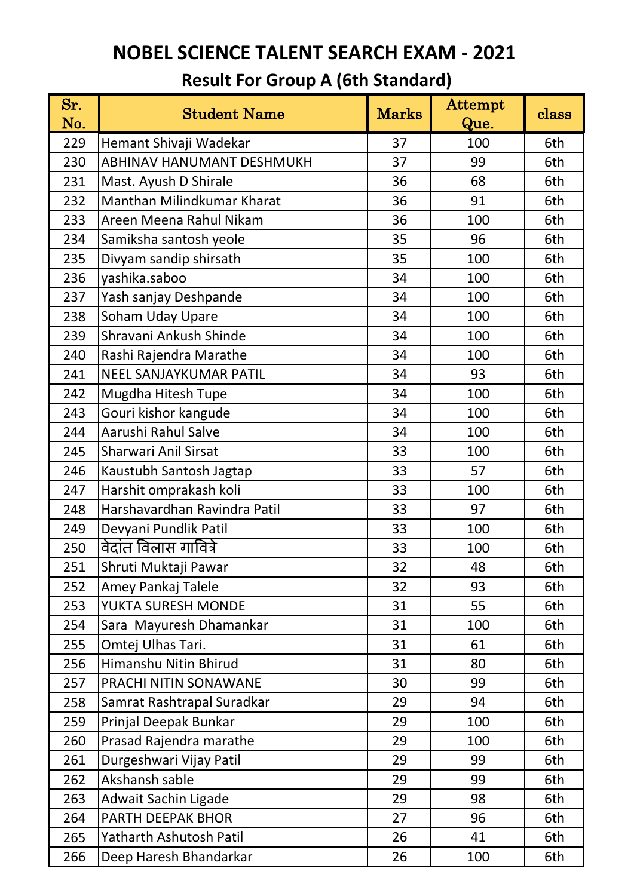# NOBEL SCIENCE TALENT SEARCH EXAM - 2021

## Result For Group A (6th Standard)

| Sr. No. | Student Name | Marks | Attempt Que. | class |
|---|---|---|---|---|
| 229 | Hemant Shivaji Wadekar | 37 | 100 | 6th |
| 230 | ABHINAV HANUMANT DESHMUKH | 37 | 99 | 6th |
| 231 | Mast. Ayush D Shirale | 36 | 68 | 6th |
| 232 | Manthan Milindkumar Kharat | 36 | 91 | 6th |
| 233 | Areen Meena Rahul Nikam | 36 | 100 | 6th |
| 234 | Samiksha santosh yeole | 35 | 96 | 6th |
| 235 | Divyam sandip shirsath | 35 | 100 | 6th |
| 236 | yashika.saboo | 34 | 100 | 6th |
| 237 | Yash sanjay Deshpande | 34 | 100 | 6th |
| 238 | Soham Uday Upare | 34 | 100 | 6th |
| 239 | Shravani Ankush Shinde | 34 | 100 | 6th |
| 240 | Rashi Rajendra Marathe | 34 | 100 | 6th |
| 241 | NEEL SANJAYKUMAR PATIL | 34 | 93 | 6th |
| 242 | Mugdha Hitesh Tupe | 34 | 100 | 6th |
| 243 | Gouri kishor kangude | 34 | 100 | 6th |
| 244 | Aarushi Rahul Salve | 34 | 100 | 6th |
| 245 | Sharwari Anil Sirsat | 33 | 100 | 6th |
| 246 | Kaustubh Santosh Jagtap | 33 | 57 | 6th |
| 247 | Harshit omprakash koli | 33 | 100 | 6th |
| 248 | Harshavardhan Ravindra Patil | 33 | 97 | 6th |
| 249 | Devyani Pundlik Patil | 33 | 100 | 6th |
| 250 | वेदांत विलास गावित्रे | 33 | 100 | 6th |
| 251 | Shruti Muktaji Pawar | 32 | 48 | 6th |
| 252 | Amey Pankaj Talele | 32 | 93 | 6th |
| 253 | YUKTA SURESH MONDE | 31 | 55 | 6th |
| 254 | Sara  Mayuresh Dhamankar | 31 | 100 | 6th |
| 255 | Omtej Ulhas Tari. | 31 | 61 | 6th |
| 256 | Himanshu Nitin Bhirud | 31 | 80 | 6th |
| 257 | PRACHI NITIN SONAWANE | 30 | 99 | 6th |
| 258 | Samrat Rashtrapal Suradkar | 29 | 94 | 6th |
| 259 | Prinjal Deepak Bunkar | 29 | 100 | 6th |
| 260 | Prasad Rajendra marathe | 29 | 100 | 6th |
| 261 | Durgeshwari Vijay Patil | 29 | 99 | 6th |
| 262 | Akshansh sable | 29 | 99 | 6th |
| 263 | Adwait Sachin Ligade | 29 | 98 | 6th |
| 264 | PARTH DEEPAK BHOR | 27 | 96 | 6th |
| 265 | Yatharth Ashutosh Patil | 26 | 41 | 6th |
| 266 | Deep Haresh Bhandarkar | 26 | 100 | 6th |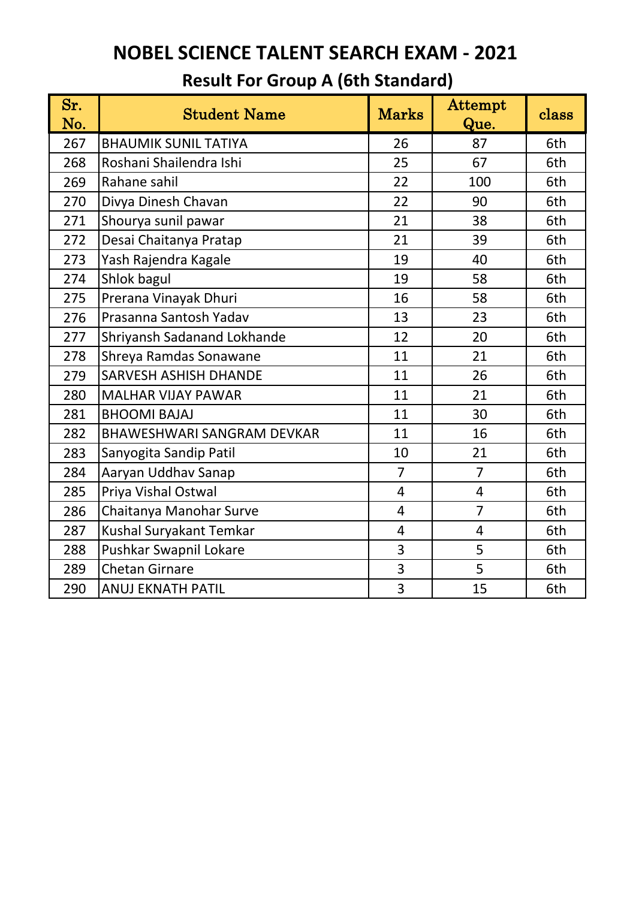# NOBEL SCIENCE TALENT SEARCH EXAM - 2021

## Result For Group A (6th Standard)

| Sr. No. | Student Name | Marks | Attempt Que. | class |
|---|---|---|---|---|
| 267 | BHAUMIK SUNIL TATIYA | 26 | 87 | 6th |
| 268 | Roshani Shailendra Ishi | 25 | 67 | 6th |
| 269 | Rahane sahil | 22 | 100 | 6th |
| 270 | Divya Dinesh Chavan | 22 | 90 | 6th |
| 271 | Shourya sunil pawar | 21 | 38 | 6th |
| 272 | Desai Chaitanya Pratap | 21 | 39 | 6th |
| 273 | Yash Rajendra Kagale | 19 | 40 | 6th |
| 274 | Shlok bagul | 19 | 58 | 6th |
| 275 | Prerana Vinayak Dhuri | 16 | 58 | 6th |
| 276 | Prasanna Santosh Yadav | 13 | 23 | 6th |
| 277 | Shriyansh Sadanand Lokhande | 12 | 20 | 6th |
| 278 | Shreya Ramdas Sonawane | 11 | 21 | 6th |
| 279 | SARVESH ASHISH DHANDE | 11 | 26 | 6th |
| 280 | MALHAR VIJAY PAWAR | 11 | 21 | 6th |
| 281 | BHOOMI BAJAJ | 11 | 30 | 6th |
| 282 | BHAWESHWARI SANGRAM DEVKAR | 11 | 16 | 6th |
| 283 | Sanyogita Sandip Patil | 10 | 21 | 6th |
| 284 | Aaryan Uddhav Sanap | 7 | 7 | 6th |
| 285 | Priya Vishal Ostwal | 4 | 4 | 6th |
| 286 | Chaitanya Manohar Surve | 4 | 7 | 6th |
| 287 | Kushal Suryakant Temkar | 4 | 4 | 6th |
| 288 | Pushkar Swapnil Lokare | 3 | 5 | 6th |
| 289 | Chetan Girnare | 3 | 5 | 6th |
| 290 | ANUJ EKNATH PATIL | 3 | 15 | 6th |